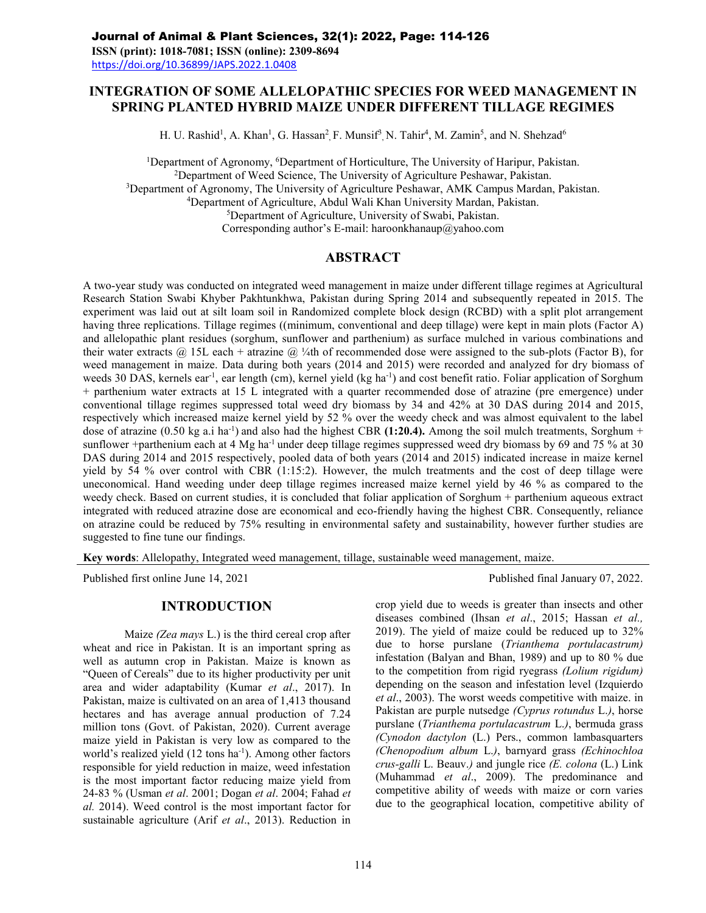Journal of Animal & Plant Sciences, 32(1): 2022, Page: 114-126

ISSN (print): 1018-7081; ISSN (online): 2309-8694

https://doi.org/10.36899/JAPS.2022.1.0408

# INTEGRATION OF SOME ALLELOPATHIC SPECIES FOR WEED MANAGEMENT IN SPRING PLANTED HYBRID MAIZE UNDER DIFFERENT TILLAGE REGIMES

H. U. Rashid[1], A. Khan[1], G. Hassan[2], F. Munsif[3], N. Tahir[4], M. Zamin[5], and N. Shehzad[6]

[1]Department of Agronomy, [6]Department of Horticulture, The University of Haripur, Pakistan.
[2]Department of Weed Science, The University of Agriculture Peshawar, Pakistan.
[3]Department of Agronomy, The University of Agriculture Peshawar, AMK Campus Mardan, Pakistan.
[4]Department of Agriculture, Abdul Wali Khan University Mardan, Pakistan.
[5]Department of Agriculture, University of Swabi, Pakistan.
Corresponding author's E-mail: haroonkhanaup@yahoo.com

## ABSTRACT

A two-year study was conducted on integrated weed management in maize under different tillage regimes at Agricultural Research Station Swabi Khyber Pakhtunkhwa, Pakistan during Spring 2014 and subsequently repeated in 2015. The experiment was laid out at silt loam soil in Randomized complete block design (RCBD) with a split plot arrangement having three replications. Tillage regimes ((minimum, conventional and deep tillage) were kept in main plots (Factor A) and allelopathic plant residues (sorghum, sunflower and parthenium) as surface mulched in various combinations and their water extracts @ 15L each + atrazine @ ¼th of recommended dose were assigned to the sub-plots (Factor B), for weed management in maize. Data during both years (2014 and 2015) were recorded and analyzed for dry biomass of weeds 30 DAS, kernels ear$^{-1}$, ear length (cm), kernel yield (kg ha$^{-1}$) and cost benefit ratio. Foliar application of Sorghum + parthenium water extracts at 15 L integrated with a quarter recommended dose of atrazine (pre emergence) under conventional tillage regimes suppressed total weed dry biomass by 34 and 42% at 30 DAS during 2014 and 2015, respectively which increased maize kernel yield by 52 % over the weedy check and was almost equivalent to the label dose of atrazine (0.50 kg a.i ha$^{-1}$) and also had the highest CBR **(1:20.4).** Among the soil mulch treatments, Sorghum + sunflower +parthenium each at 4 Mg ha$^{-1}$ under deep tillage regimes suppressed weed dry biomass by 69 and 75 % at 30 DAS during 2014 and 2015 respectively, pooled data of both years (2014 and 2015) indicated increase in maize kernel yield by 54 % over control with CBR (1:15:2). However, the mulch treatments and the cost of deep tillage were uneconomical. Hand weeding under deep tillage regimes increased maize kernel yield by 46 % as compared to the weedy check. Based on current studies, it is concluded that foliar application of Sorghum + parthenium aqueous extract integrated with reduced atrazine dose are economical and eco-friendly having the highest CBR. Consequently, reliance on atrazine could be reduced by 75% resulting in environmental safety and sustainability, however further studies are suggested to fine tune our findings.

**Key words**: Allelopathy, Integrated weed management, tillage, sustainable weed management, maize.

Published first online June 14, 2021 Published final January 07, 2022.

## INTRODUCTION

Maize *(Zea mays* L.) is the third cereal crop after wheat and rice in Pakistan. It is an important spring as well as autumn crop in Pakistan. Maize is known as "Queen of Cereals" due to its higher productivity per unit area and wider adaptability (Kumar *et al*., 2017). In Pakistan, maize is cultivated on an area of 1,413 thousand hectares and has average annual production of 7.24 million tons (Govt. of Pakistan, 2020). Current average maize yield in Pakistan is very low as compared to the world's realized yield (12 tons ha$^{-1}$). Among other factors responsible for yield reduction in maize, weed infestation is the most important factor reducing maize yield from 24-83 % (Usman *et al*. 2001; Dogan *et al*. 2004; Fahad *et al.* 2014). Weed control is the most important factor for sustainable agriculture (Arif *et al*., 2013). Reduction in crop yield due to weeds is greater than insects and other diseases combined (Ihsan *et al*., 2015; Hassan *et al.,* 2019). The yield of maize could be reduced up to 32% due to horse purslane (*Trianthema portulacastrum)* infestation (Balyan and Bhan, 1989) and up to 80 % due to the competition from rigid ryegrass *(Lolium rigidum)* depending on the season and infestation level (Izquierdo *et al*., 2003). The worst weeds competitive with maize. in Pakistan are purple nutsedge *(Cyprus rotundus* L.*)*, horse purslane (*Trianthema portulacastrum* L.*)*, bermuda grass *(Cynodon dactylon* (L.) Pers., common lambasquarters *(Chenopodium album* L.*)*, barnyard grass *(Echinochloa crus-galli* L. Beauv.*)* and jungle rice *(E. colona* (L.) Link (Muhammad *et al*., 2009). The predominance and competitive ability of weeds with maize or corn varies due to the geographical location, competitive ability of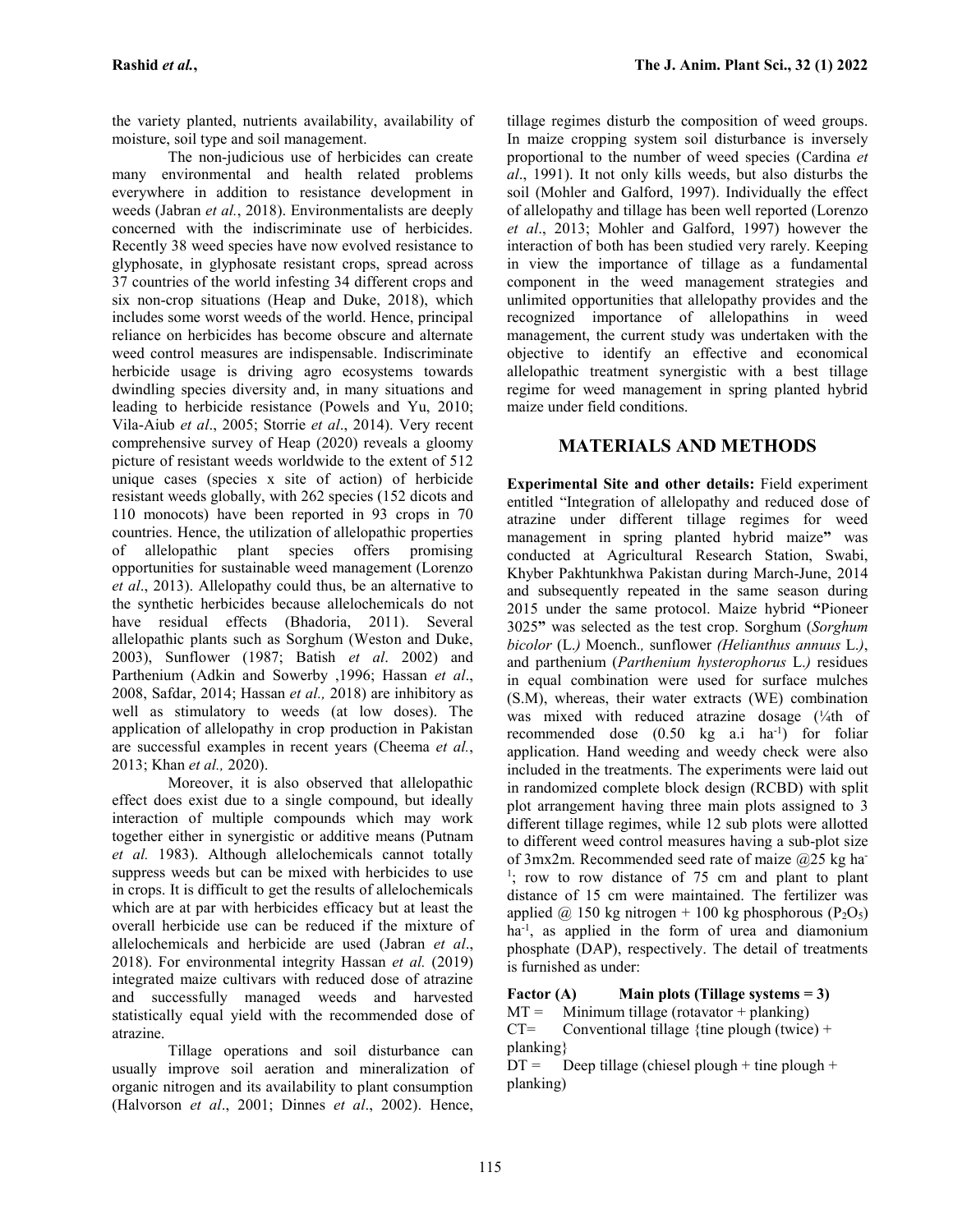the variety planted, nutrients availability, availability of moisture, soil type and soil management.

The non-judicious use of herbicides can create many environmental and health related problems everywhere in addition to resistance development in weeds (Jabran *et al.*, 2018). Environmentalists are deeply concerned with the indiscriminate use of herbicides. Recently 38 weed species have now evolved resistance to glyphosate, in glyphosate resistant crops, spread across 37 countries of the world infesting 34 different crops and six non-crop situations (Heap and Duke, 2018), which includes some worst weeds of the world. Hence, principal reliance on herbicides has become obscure and alternate weed control measures are indispensable. Indiscriminate herbicide usage is driving agro ecosystems towards dwindling species diversity and, in many situations and leading to herbicide resistance (Powels and Yu, 2010; Vila-Aiub *et al*., 2005; Storrie *et al*., 2014). Very recent comprehensive survey of Heap (2020) reveals a gloomy picture of resistant weeds worldwide to the extent of 512 unique cases (species x site of action) of herbicide resistant weeds globally, with 262 species (152 dicots and 110 monocots) have been reported in 93 crops in 70 countries. Hence, the utilization of allelopathic properties of allelopathic plant species offers promising opportunities for sustainable weed management (Lorenzo *et al*., 2013). Allelopathy could thus, be an alternative to the synthetic herbicides because allelochemicals do not have residual effects (Bhadoria, 2011). Several allelopathic plants such as Sorghum (Weston and Duke, 2003), Sunflower (1987; Batish *et al*. 2002) and Parthenium (Adkin and Sowerby ,1996; Hassan *et al*., 2008, Safdar, 2014; Hassan *et al.,* 2018) are inhibitory as well as stimulatory to weeds (at low doses). The application of allelopathy in crop production in Pakistan are successful examples in recent years (Cheema *et al.*, 2013; Khan *et al.,* 2020).

Moreover, it is also observed that allelopathic effect does exist due to a single compound, but ideally interaction of multiple compounds which may work together either in synergistic or additive means (Putnam *et al.* 1983). Although allelochemicals cannot totally suppress weeds but can be mixed with herbicides to use in crops. It is difficult to get the results of allelochemicals which are at par with herbicides efficacy but at least the overall herbicide use can be reduced if the mixture of allelochemicals and herbicide are used (Jabran *et al*., 2018). For environmental integrity Hassan *et al.* (2019) integrated maize cultivars with reduced dose of atrazine and successfully managed weeds and harvested statistically equal yield with the recommended dose of atrazine.

Tillage operations and soil disturbance can usually improve soil aeration and mineralization of organic nitrogen and its availability to plant consumption (Halvorson *et al*., 2001; Dinnes *et al*., 2002). Hence, tillage regimes disturb the composition of weed groups. In maize cropping system soil disturbance is inversely proportional to the number of weed species (Cardina *et al*., 1991). It not only kills weeds, but also disturbs the soil (Mohler and Galford, 1997). Individually the effect of allelopathy and tillage has been well reported (Lorenzo *et al*., 2013; Mohler and Galford, 1997) however the interaction of both has been studied very rarely. Keeping in view the importance of tillage as a fundamental component in the weed management strategies and unlimited opportunities that allelopathy provides and the recognized importance of allelopathins in weed management, the current study was undertaken with the objective to identify an effective and economical allelopathic treatment synergistic with a best tillage regime for weed management in spring planted hybrid maize under field conditions.

## MATERIALS AND METHODS

**Experimental Site and other details:** Field experiment entitled "Integration of allelopathy and reduced dose of atrazine under different tillage regimes for weed management in spring planted hybrid maize**"** was conducted at Agricultural Research Station, Swabi, Khyber Pakhtunkhwa Pakistan during March-June, 2014 and subsequently repeated in the same season during 2015 under the same protocol. Maize hybrid **"**Pioneer 3025**"** was selected as the test crop. Sorghum (*Sorghum bicolor* (L.*)* Moench*.,* sunflower *(Helianthus annuus* L.*)*, and parthenium (*Parthenium hysterophorus* L.*)* residues in equal combination were used for surface mulches (S.M), whereas, their water extracts (WE) combination was mixed with reduced atrazine dosage (¼th of recommended dose (0.50 kg a.i ha$^{-1}$) for foliar application. Hand weeding and weedy check were also included in the treatments. The experiments were laid out in randomized complete block design (RCBD) with split plot arrangement having three main plots assigned to 3 different tillage regimes, while 12 sub plots were allotted to different weed control measures having a sub-plot size of 3mx2m. Recommended seed rate of maize @25 kg ha$^{-1}$; row to row distance of 75 cm and plant to plant distance of 15 cm were maintained. The fertilizer was applied @ 150 kg nitrogen + 100 kg phosphorous ($P_2O_5$) ha$^{-1}$, as applied in the form of urea and diamonium phosphate (DAP), respectively. The detail of treatments is furnished as under:

**Factor (A) Main plots (Tillage systems = 3)**

MT = Minimum tillage (rotavator + planking)

CT= Conventional tillage {tine plough (twice) + planking}

DT = Deep tillage (chiesel plough + tine plough + planking)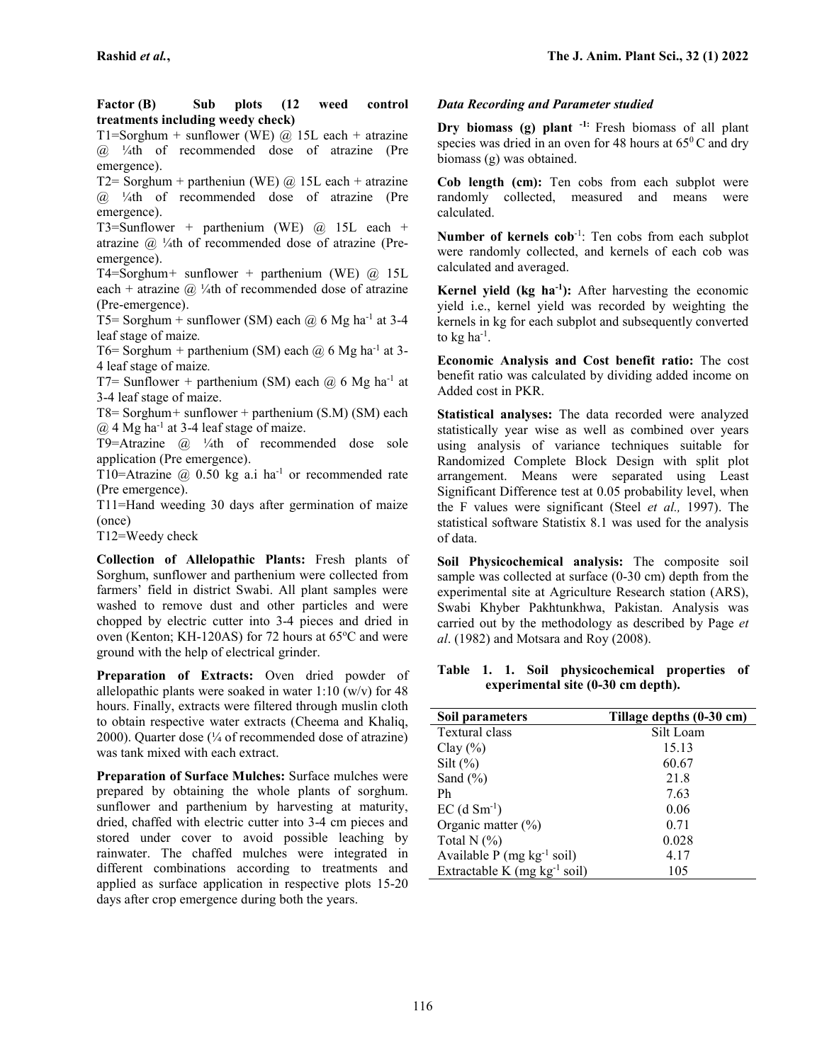**Factor (B) Sub plots (12 weed control treatments including weedy check)**

T1=Sorghum + sunflower (WE) @ 15L each + atrazine @ ¼th of recommended dose of atrazine (Pre emergence).

T2= Sorghum + partheniun (WE) @ 15L each + atrazine @ ¼th of recommended dose of atrazine (Pre emergence).

T3=Sunflower + parthenium (WE) @ 15L each + atrazine @ ¼th of recommended dose of atrazine (Pre-emergence).

T4=Sorghum+ sunflower + parthenium (WE) @ 15L each + atrazine @ ¼th of recommended dose of atrazine (Pre-emergence).

T5= Sorghum + sunflower (SM) each @ 6 Mg ha$^{-1}$ at 3-4 leaf stage of maize.

T6= Sorghum + parthenium (SM) each @ 6 Mg ha$^{-1}$ at 3-4 leaf stage of maize.

T7= Sunflower + parthenium (SM) each @ 6 Mg ha$^{-1}$ at 3-4 leaf stage of maize.

T8= Sorghum+ sunflower + parthenium (S.M) (SM) each @ 4 Mg ha$^{-1}$ at 3-4 leaf stage of maize.

T9=Atrazine @ ¼th of recommended dose sole application (Pre emergence).

T10=Atrazine @ 0.50 kg a.i ha$^{-1}$ or recommended rate (Pre emergence).

T11=Hand weeding 30 days after germination of maize (once)

T12=Weedy check

**Collection of Allelopathic Plants:** Fresh plants of Sorghum, sunflower and parthenium were collected from farmers' field in district Swabi. All plant samples were washed to remove dust and other particles and were chopped by electric cutter into 3-4 pieces and dried in oven (Kenton; KH-120AS) for 72 hours at 65°C and were ground with the help of electrical grinder.

**Preparation of Extracts:** Oven dried powder of allelopathic plants were soaked in water 1:10 (w/v) for 48 hours. Finally, extracts were filtered through muslin cloth to obtain respective water extracts (Cheema and Khaliq, 2000). Quarter dose (¼ of recommended dose of atrazine) was tank mixed with each extract.

**Preparation of Surface Mulches:** Surface mulches were prepared by obtaining the whole plants of sorghum. sunflower and parthenium by harvesting at maturity, dried, chaffed with electric cutter into 3-4 cm pieces and stored under cover to avoid possible leaching by rainwater. The chaffed mulches were integrated in different combinations according to treatments and applied as surface application in respective plots 15-20 days after crop emergence during both the years.

***Data Recording and Parameter studied***

**Dry biomass (g) plant $^{-1}$:** Fresh biomass of all plant species was dried in an oven for 48 hours at 65$^{0}$ C and dry biomass (g) was obtained.

**Cob length (cm):** Ten cobs from each subplot were randomly collected, measured and means were calculated.

**Number of kernels cob$^{-1}$**: Ten cobs from each subplot were randomly collected, and kernels of each cob was calculated and averaged.

**Kernel yield (kg ha$^{-1}$):** After harvesting the economic yield i.e., kernel yield was recorded by weighting the kernels in kg for each subplot and subsequently converted to kg ha$^{-1}$.

**Economic Analysis and Cost benefit ratio:** The cost benefit ratio was calculated by dividing added income on Added cost in PKR.

**Statistical analyses:** The data recorded were analyzed statistically year wise as well as combined over years using analysis of variance techniques suitable for Randomized Complete Block Design with split plot arrangement. Means were separated using Least Significant Difference test at 0.05 probability level, when the F values were significant (Steel *et al.,* 1997). The statistical software Statistix 8.1 was used for the analysis of data.

**Soil Physicochemical analysis:** The composite soil sample was collected at surface (0-30 cm) depth from the experimental site at Agriculture Research station (ARS), Swabi Khyber Pakhtunkhwa, Pakistan. Analysis was carried out by the methodology as described by Page *et al*. (1982) and Motsara and Roy (2008).

**Table 1. 1. Soil physicochemical properties of experimental site (0-30 cm depth).**

| Soil parameters | Tillage depths (0-30 cm) |
|---|---|
| Textural class | Silt Loam |
| Clay (%) | 15.13 |
| Silt (%) | 60.67 |
| Sand (%) | 21.8 |
| Ph | 7.63 |
| EC (d Sm$^{-1}$) | 0.06 |
| Organic matter (%) | 0.71 |
| Total N (%) | 0.028 |
| Available P (mg kg$^{-1}$ soil) | 4.17 |
| Extractable K (mg kg$^{-1}$ soil) | 105 |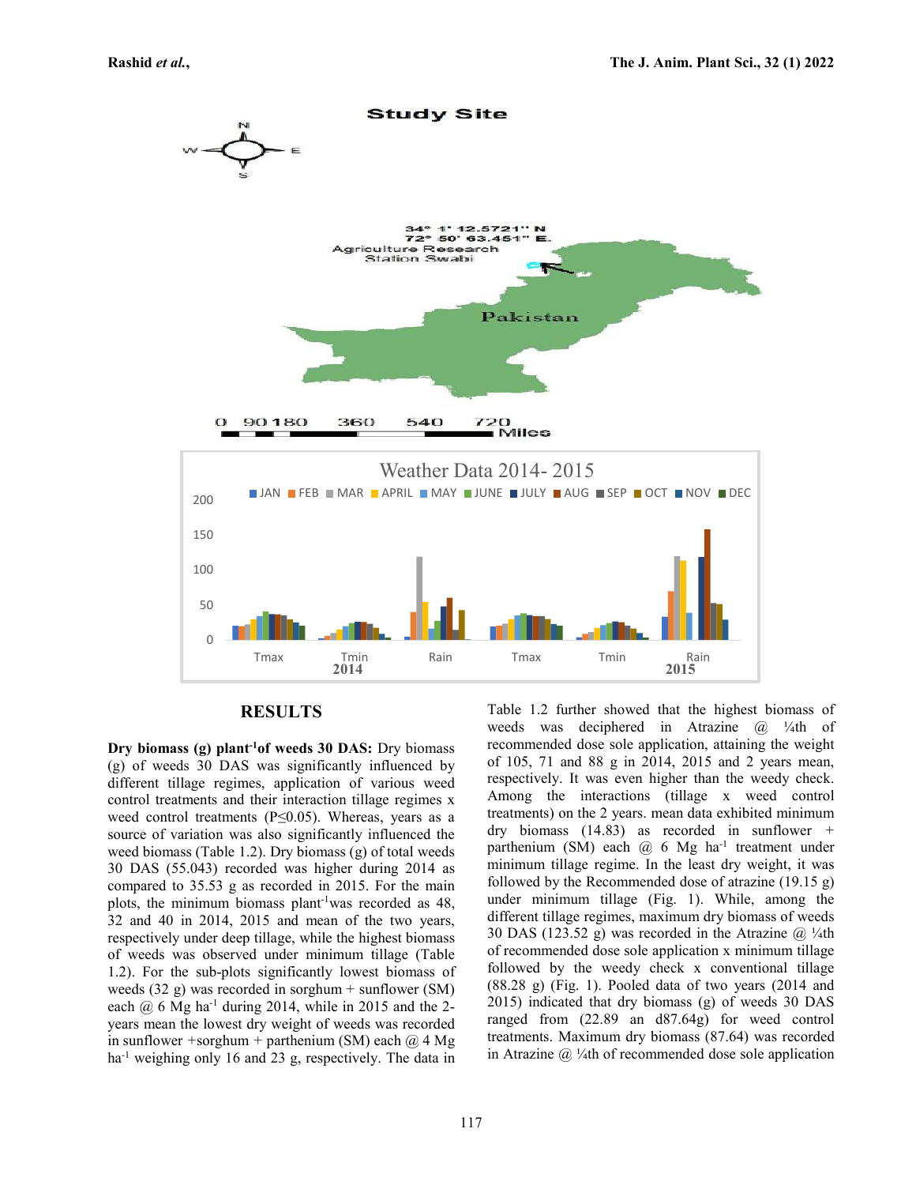## RESULTS

**Dry biomass (g) plant$^{-1}$of weeds 30 DAS:** Dry biomass (g) of weeds 30 DAS was significantly influenced by different tillage regimes, application of various weed control treatments and their interaction tillage regimes x weed control treatments (P≤0.05). Whereas, years as a source of variation was also significantly influenced the weed biomass (Table 1.2). Dry biomass (g) of total weeds 30 DAS (55.043) recorded was higher during 2014 as compared to 35.53 g as recorded in 2015. For the main plots, the minimum biomass plant$^{-1}$was recorded as 48, 32 and 40 in 2014, 2015 and mean of the two years, respectively under deep tillage, while the highest biomass of weeds was observed under minimum tillage (Table 1.2). For the sub-plots significantly lowest biomass of weeds (32 g) was recorded in sorghum + sunflower (SM) each @ 6 Mg ha$^{-1}$ during 2014, while in 2015 and the 2-years mean the lowest dry weight of weeds was recorded in sunflower +sorghum + parthenium (SM) each @ 4 Mg ha$^{-1}$ weighing only 16 and 23 g, respectively. The data in Table 1.2 further showed that the highest biomass of weeds was deciphered in Atrazine @ ¼th of recommended dose sole application, attaining the weight of 105, 71 and 88 g in 2014, 2015 and 2 years mean, respectively. It was even higher than the weedy check. Among the interactions (tillage x weed control treatments) on the 2 years. mean data exhibited minimum dry biomass (14.83) as recorded in sunflower + parthenium (SM) each @ 6 Mg ha$^{-1}$ treatment under minimum tillage regime. In the least dry weight, it was followed by the Recommended dose of atrazine (19.15 g) under minimum tillage (Fig. 1). While, among the different tillage regimes, maximum dry biomass of weeds 30 DAS (123.52 g) was recorded in the Atrazine @ ¼th of recommended dose sole application x minimum tillage followed by the weedy check x conventional tillage (88.28 g) (Fig. 1). Pooled data of two years (2014 and 2015) indicated that dry biomass (g) of weeds 30 DAS ranged from (22.89 an d87.64g) for weed control treatments. Maximum dry biomass (87.64) was recorded in Atrazine @ ¼th of recommended dose sole application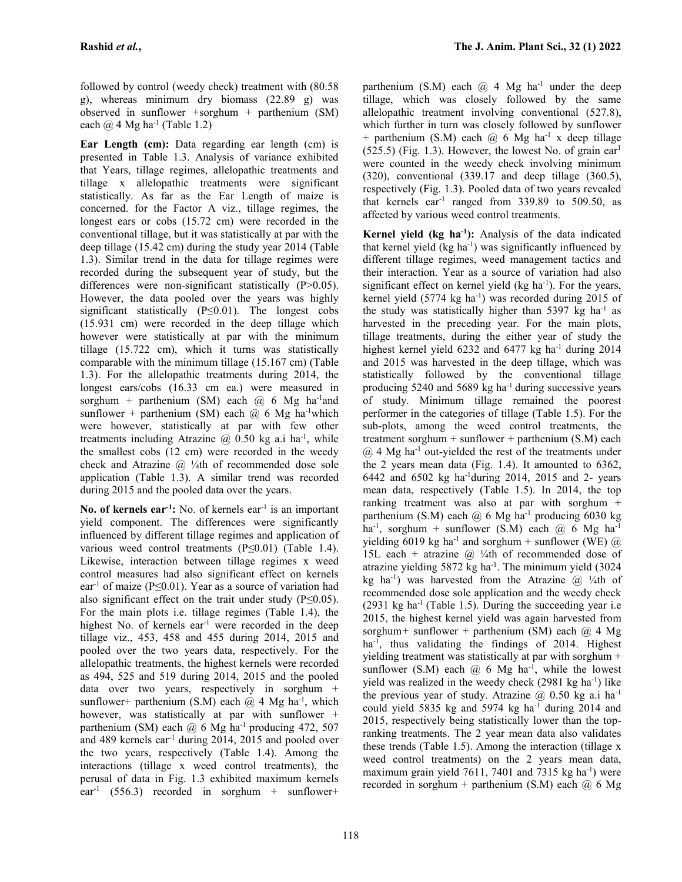followed by control (weedy check) treatment with (80.58 g), whereas minimum dry biomass (22.89 g) was observed in sunflower +sorghum + parthenium (SM) each @ 4 Mg ha$^{-1}$ (Table 1.2)

**Ear Length (cm):** Data regarding ear length (cm) is presented in Table 1.3. Analysis of variance exhibited that Years, tillage regimes, allelopathic treatments and tillage x allelopathic treatments were significant statistically. As far as the Ear Length of maize is concerned. for the Factor A viz., tillage regimes, the longest ears or cobs (15.72 cm) were recorded in the conventional tillage, but it was statistically at par with the deep tillage (15.42 cm) during the study year 2014 (Table 1.3). Similar trend in the data for tillage regimes were recorded during the subsequent year of study, but the differences were non-significant statistically (P>0.05). However, the data pooled over the years was highly significant statistically (P≤0.01). The longest cobs (15.931 cm) were recorded in the deep tillage which however were statistically at par with the minimum tillage (15.722 cm), which it turns was statistically comparable with the minimum tillage (15.167 cm) (Table 1.3). For the allelopathic treatments during 2014, the longest ears/cobs (16.33 cm ea.) were measured in sorghum + parthenium (SM) each @ 6 Mg ha$^{-1}$and sunflower + parthenium (SM) each @ 6 Mg ha$^{-1}$which were however, statistically at par with few other treatments including Atrazine @ 0.50 kg a.i ha$^{-1}$, while the smallest cobs (12 cm) were recorded in the weedy check and Atrazine @ ¼th of recommended dose sole application (Table 1.3). A similar trend was recorded during 2015 and the pooled data over the years.

**No. of kernels ear$^{-1}$:** No. of kernels ear$^{-1}$ is an important yield component. The differences were significantly influenced by different tillage regimes and application of various weed control treatments (P≤0.01) (Table 1.4). Likewise, interaction between tillage regimes x weed control measures had also significant effect on kernels ear$^{-1}$ of maize (P≤0.01). Year as a source of variation had also significant effect on the trait under study (P≤0.05). For the main plots i.e. tillage regimes (Table 1.4), the highest No. of kernels ear$^{-1}$ were recorded in the deep tillage viz., 453, 458 and 455 during 2014, 2015 and pooled over the two years data, respectively. For the allelopathic treatments, the highest kernels were recorded as 494, 525 and 519 during 2014, 2015 and the pooled data over two years, respectively in sorghum + sunflower+ parthenium (S.M) each @ 4 Mg ha$^{-1}$, which however, was statistically at par with sunflower + parthenium (SM) each @ 6 Mg ha$^{-1}$ producing 472, 507 and 489 kernels ear$^{-1}$ during 2014, 2015 and pooled over the two years, respectively (Table 1.4). Among the interactions (tillage x weed control treatments), the perusal of data in Fig. 1.3 exhibited maximum kernels ear$^{-1}$ (556.3) recorded in sorghum + sunflower+ parthenium (S.M) each @ 4 Mg ha$^{-1}$ under the deep tillage, which was closely followed by the same allelopathic treatment involving conventional (527.8), which further in turn was closely followed by sunflower + parthenium (S.M) each @ 6 Mg ha$^{-1}$ x deep tillage (525.5) (Fig. 1.3). However, the lowest No. of grain ear$^{1}$ were counted in the weedy check involving minimum (320), conventional (339.17 and deep tillage (360.5), respectively (Fig. 1.3). Pooled data of two years revealed that kernels ear$^{-1}$ ranged from 339.89 to 509.50, as affected by various weed control treatments.

**Kernel yield (kg ha$^{-1}$):** Analysis of the data indicated that kernel yield (kg ha$^{-1}$) was significantly influenced by different tillage regimes, weed management tactics and their interaction. Year as a source of variation had also significant effect on kernel yield (kg ha$^{-1}$). For the years, kernel yield (5774 kg ha$^{-1}$) was recorded during 2015 of the study was statistically higher than 5397 kg ha$^{-1}$ as harvested in the preceding year. For the main plots, tillage treatments, during the either year of study the highest kernel yield 6232 and 6477 kg ha$^{-1}$ during 2014 and 2015 was harvested in the deep tillage, which was statistically followed by the conventional tillage producing 5240 and 5689 kg ha$^{-1}$ during successive years of study. Minimum tillage remained the poorest performer in the categories of tillage (Table 1.5). For the sub-plots, among the weed control treatments, the treatment sorghum + sunflower + parthenium (S.M) each @ 4 Mg ha$^{-1}$ out-yielded the rest of the treatments under the 2 years mean data (Fig. 1.4). It amounted to 6362, 6442 and 6502 kg ha$^{-1}$during 2014, 2015 and 2- years mean data, respectively (Table 1.5). In 2014, the top ranking treatment was also at par with sorghum + parthenium (S.M) each @ 6 Mg ha$^{-1}$ producing 6030 kg ha$^{-1}$, sorghum + sunflower (S.M) each @ 6 Mg ha$^{-1}$ yielding 6019 kg ha$^{-1}$ and sorghum + sunflower (WE) @ 15L each + atrazine @ ¼th of recommended dose of atrazine yielding 5872 kg ha$^{-1}$. The minimum yield (3024 kg ha$^{-1}$) was harvested from the Atrazine @ ¼th of recommended dose sole application and the weedy check (2931 kg ha$^{-1}$ (Table 1.5). During the succeeding year i.e 2015, the highest kernel yield was again harvested from sorghum+ sunflower + parthenium (SM) each @ 4 Mg ha$^{-1}$, thus validating the findings of 2014. Highest yielding treatment was statistically at par with sorghum + sunflower (S.M) each @ 6 Mg ha$^{-1}$, while the lowest yield was realized in the weedy check (2981 kg ha$^{-1}$) like the previous year of study. Atrazine @ 0.50 kg a.i ha$^{-1}$ could yield 5835 kg and 5974 kg ha$^{-1}$ during 2014 and 2015, respectively being statistically lower than the top-ranking treatments. The 2 year mean data also validates these trends (Table 1.5). Among the interaction (tillage x weed control treatments) on the 2 years mean data, maximum grain yield 7611, 7401 and 7315 kg ha$^{-1}$) were recorded in sorghum + parthenium (S.M) each @ 6 Mg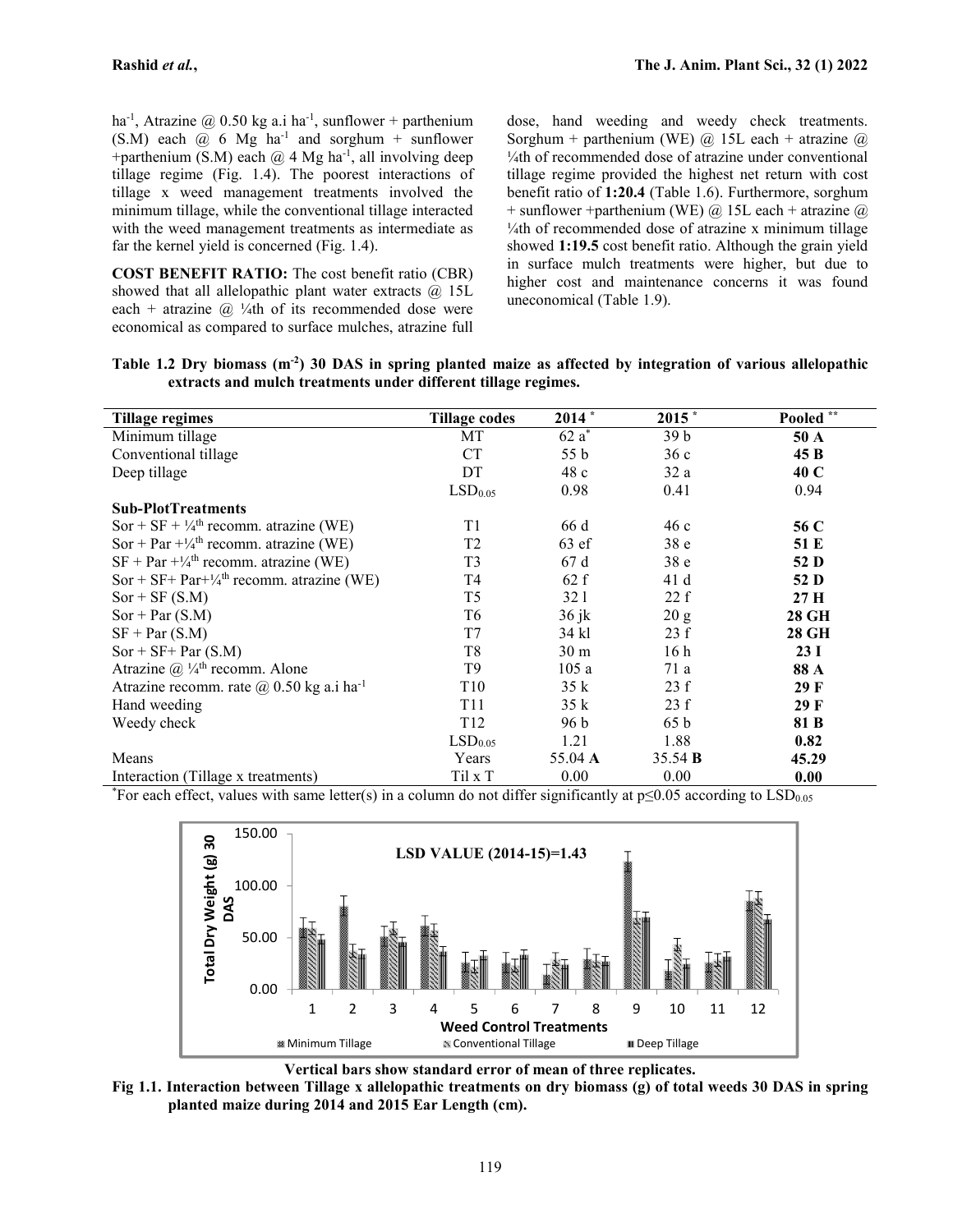ha$^{-1}$, Atrazine @ 0.50 kg a.i ha$^{-1}$, sunflower + parthenium (S.M) each @ 6 Mg ha$^{-1}$ and sorghum + sunflower +parthenium (S.M) each @ 4 Mg ha$^{-1}$, all involving deep tillage regime (Fig. 1.4). The poorest interactions of tillage x weed management treatments involved the minimum tillage, while the conventional tillage interacted with the weed management treatments as intermediate as far the kernel yield is concerned (Fig. 1.4).

**COST BENEFIT RATIO:** The cost benefit ratio (CBR) showed that all allelopathic plant water extracts @ 15L each + atrazine @ ¼th of its recommended dose were economical as compared to surface mulches, atrazine full dose, hand weeding and weedy check treatments. Sorghum + parthenium (WE) @ 15L each + atrazine @ ¼th of recommended dose of atrazine under conventional tillage regime provided the highest net return with cost benefit ratio of **1:20.4** (Table 1.6). Furthermore, sorghum + sunflower +parthenium (WE) @ 15L each + atrazine @ ¼th of recommended dose of atrazine x minimum tillage showed **1:19.5** cost benefit ratio. Although the grain yield in surface mulch treatments were higher, but due to higher cost and maintenance concerns it was found uneconomical (Table 1.9).

**Table 1.2 Dry biomass (m$^{-2}$) 30 DAS in spring planted maize as affected by integration of various allelopathic extracts and mulch treatments under different tillage regimes.**

| Tillage regimes | Tillage codes | 2014 * | 2015 * | Pooled ** |
|---|---|---|---|---|
| Minimum tillage | MT | 62 a* | 39 b | **50 A** |
| Conventional tillage | CT | 55 b | 36 c | **45 B** |
| Deep tillage | DT | 48 c | 32 a | **40 C** |
| | $LSD_{0.05}$ | 0.98 | 0.41 | 0.94 |
| **Sub-PlotTreatments** | | | | |
| Sor + SF + ¼th recomm. atrazine (WE) | T1 | 66 d | 46 c | **56 C** |
| Sor + Par +¼th recomm. atrazine (WE) | T2 | 63 ef | 38 e | **51 E** |
| SF + Par +¼th recomm. atrazine (WE) | T3 | 67 d | 38 e | **52 D** |
| Sor + SF+ Par+¼th recomm. atrazine (WE) | T4 | 62 f | 41 d | **52 D** |
| Sor + SF (S.M) | T5 | 32 l | 22 f | **27 H** |
| Sor + Par (S.M) | T6 | 36 jk | 20 g | **28 GH** |
| SF + Par (S.M) | T7 | 34 kl | 23 f | **28 GH** |
| Sor + SF+ Par (S.M) | T8 | 30 m | 16 h | **23 I** |
| Atrazine @ ¼th recomm. Alone | T9 | 105 a | 71 a | **88 A** |
| Atrazine recomm. rate @ 0.50 kg a.i ha$^{-1}$ | T10 | 35 k | 23 f | **29 F** |
| Hand weeding | T11 | 35 k | 23 f | **29 F** |
| Weedy check | T12 | 96 b | 65 b | **81 B** |
| | $LSD_{0.05}$ | 1.21 | 1.88 | **0.82** |
| Means | Years | 55.04 **A** | 35.54 **B** | **45.29** |
| Interaction (Tillage x treatments) | Til x T | 0.00 | 0.00 | **0.00** |

*For each effect, values with same letter(s) in a column do not differ significantly at p≤0.05 according to $LSD_{0.05}$

Vertical bars show standard error of mean of three replicates.

**Fig 1.1. Interaction between Tillage x allelopathic treatments on dry biomass (g) of total weeds 30 DAS in spring planted maize during 2014 and 2015 Ear Length (cm).**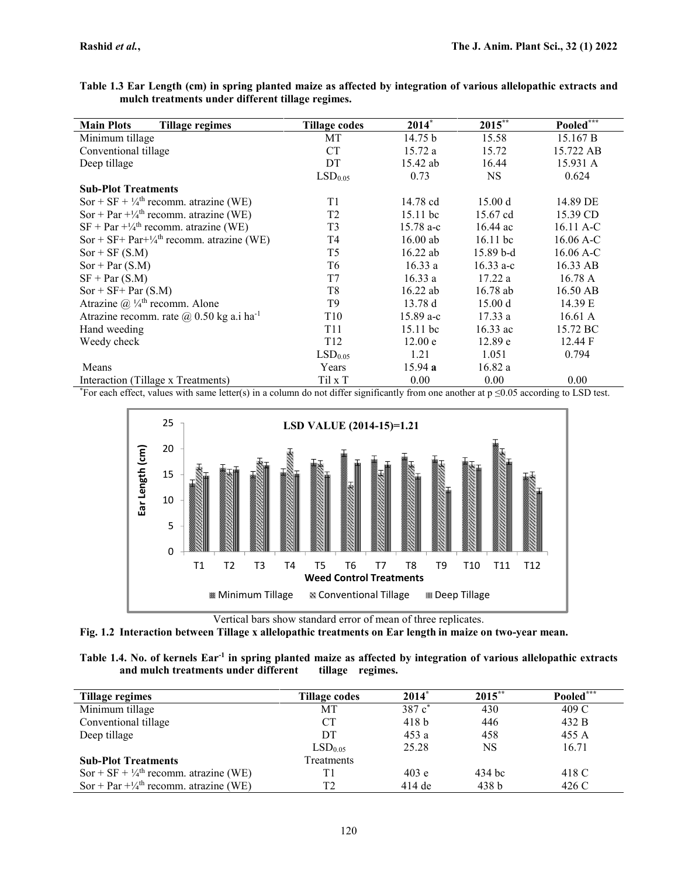**Table 1.3 Ear Length (cm) in spring planted maize as affected by integration of various allelopathic extracts and mulch treatments under different tillage regimes.**

| Main Plots Tillage regimes | Tillage codes | 2014* | 2015** | Pooled*** |
|---|---|---|---|---|
| Minimum tillage | MT | 14.75 b | 15.58 | 15.167 B |
| Conventional tillage | CT | 15.72 a | 15.72 | 15.722 AB |
| Deep tillage | DT | 15.42 ab | 16.44 | 15.931 A |
| | $LSD_{0.05}$ | 0.73 | NS | 0.624 |
| **Sub-Plot Treatments** | | | | |
| Sor + SF + ¼th recomm. atrazine (WE) | T1 | 14.78 cd | 15.00 d | 14.89 DE |
| Sor + Par +¼th recomm. atrazine (WE) | T2 | 15.11 bc | 15.67 cd | 15.39 CD |
| SF + Par +¼th recomm. atrazine (WE) | T3 | 15.78 a-c | 16.44 ac | 16.11 A-C |
| Sor + SF+ Par+¼th recomm. atrazine (WE) | T4 | 16.00 ab | 16.11 bc | 16.06 A-C |
| Sor + SF (S.M) | T5 | 16.22 ab | 15.89 b-d | 16.06 A-C |
| Sor + Par (S.M) | T6 | 16.33 a | 16.33 a-c | 16.33 AB |
| SF + Par (S.M) | T7 | 16.33 a | 17.22 a | 16.78 A |
| Sor + SF+ Par (S.M) | T8 | 16.22 ab | 16.78 ab | 16.50 AB |
| Atrazine @ ¼th recomm. Alone | T9 | 13.78 d | 15.00 d | 14.39 E |
| Atrazine recomm. rate @ 0.50 kg a.i $ha^{-1}$ | T10 | 15.89 a-c | 17.33 a | 16.61 A |
| Hand weeding | T11 | 15.11 bc | 16.33 ac | 15.72 BC |
| Weedy check | T12 | 12.00 e | 12.89 e | 12.44 F |
| | $LSD_{0.05}$ | 1.21 | 1.051 | 0.794 |
| Means | Years | 15.94 **a** | 16.82 a | |
| Interaction (Tillage x Treatments) | Til x T | 0.00 | 0.00 | 0.00 |

*For each effect, values with same letter(s) in a column do not differ significantly from one another at $p \leq 0.05$ according to LSD test.

Vertical bars show standard error of mean of three replicates.

**Fig. 1.2 Interaction between Tillage x allelopathic treatments on Ear length in maize on two-year mean.**

**Table 1.4. No. of kernels $Ear^{-1}$ in spring planted maize as affected by integration of various allelopathic extracts and mulch treatments under different tillage regimes.**

| Tillage regimes | Tillage codes | 2014* | 2015** | Pooled*** |
|---|---|---|---|---|
| Minimum tillage | MT | 387 c* | 430 | 409 C |
| Conventional tillage | CT | 418 b | 446 | 432 B |
| Deep tillage | DT | 453 a | 458 | 455 A |
| | $LSD_{0.05}$ | 25.28 | NS | 16.71 |
| **Sub-Plot Treatments** | Treatments | | | |
| Sor + SF + ¼th recomm. atrazine (WE) | T1 | 403 e | 434 bc | 418 C |
| Sor + Par +¼th recomm. atrazine (WE) | T2 | 414 de | 438 b | 426 C |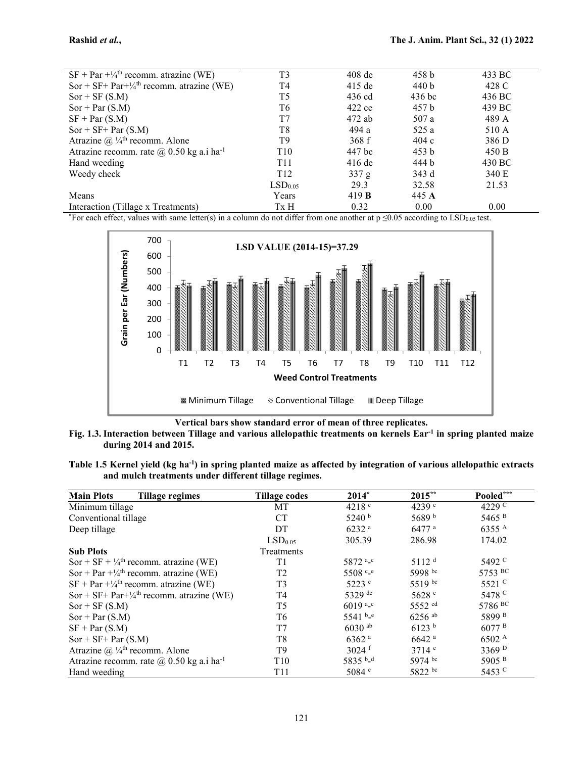| | | | | |
|---|---|---|---|---|
| SF + Par +¼th recomm. atrazine (WE) | T3 | 408 de | 458 b | 433 BC |
| Sor + SF+ Par+¼th recomm. atrazine (WE) | T4 | 415 de | 440 b | 428 C |
| Sor + SF (S.M) | T5 | 436 cd | 436 bc | 436 BC |
| Sor + Par (S.M) | T6 | 422 ce | 457 b | 439 BC |
| SF + Par (S.M) | T7 | 472 ab | 507 a | 489 A |
| Sor + SF+ Par (S.M) | T8 | 494 a | 525 a | 510 A |
| Atrazine @ ¼th recomm. Alone | T9 | 368 f | 404 c | 386 D |
| Atrazine recomm. rate @ 0.50 kg a.i ha$^{-1}$ | T10 | 447 bc | 453 b | 450 B |
| Hand weeding | T11 | 416 de | 444 b | 430 BC |
| Weedy check | T12 | 337 g | 343 d | 340 E |
| | $LSD_{0.05}$ | 29.3 | 32.58 | 21.53 |
| Means | Years | 419 **B** | 445 **A** | |
| Interaction (Tillage x Treatments) | Tx H | 0.32 | 0.00 | 0.00 |

*For each effect, values with same letter(s) in a column do not differ from one another at p ≤0.05 according to $LSD_{0.05}$ test.

**Vertical bars show standard error of mean of three replicates.**

**Fig. 1.3. Interaction between Tillage and various allelopathic treatments on kernels Ear$^{-1}$ in spring planted maize during 2014 and 2015.**

**Table 1.5 Kernel yield (kg ha$^{-1}$) in spring planted maize as affected by integration of various allelopathic extracts and mulch treatments under different tillage regimes.**

| **Main Plots** **Tillage regimes** | **Tillage codes** | **2014*** | **2015**** | **Pooled***** |
|---|---|---|---|---|
| Minimum tillage | MT | 4218 c | 4239 c | 4229 C |
| Conventional tillage | CT | 5240 b | 5689 b | 5465 B |
| Deep tillage | DT | 6232 a | 6477 a | 6355 A |
| | $LSD_{0.05}$ | 305.39 | 286.98 | 174.02 |
| **Sub Plots** | Treatments | | | |
| Sor + SF + ¼th recomm. atrazine (WE) | T1 | 5872 a-c | 5112 d | 5492 C |
| Sor + Par +¼th recomm. atrazine (WE) | T2 | 5508 c-e | 5998 bc | 5753 BC |
| SF + Par +¼th recomm. atrazine (WE) | T3 | 5223 e | 5519 bc | 5521 C |
| Sor + SF+ Par+¼th recomm. atrazine (WE) | T4 | 5329 de | 5628 c | 5478 C |
| Sor + SF (S.M) | T5 | 6019 a-c | 5552 cd | 5786 BC |
| Sor + Par (S.M) | T6 | 5541 b-e | 6256 ab | 5899 B |
| SF + Par (S.M) | T7 | 6030 ab | 6123 b | 6077 B |
| Sor + SF+ Par (S.M) | T8 | 6362 a | 6642 a | 6502 A |
| Atrazine @ ¼th recomm. Alone | T9 | 3024 f | 3714 e | 3369 D |
| Atrazine recomm. rate @ 0.50 kg a.i ha$^{-1}$ | T10 | 5835 b-d | 5974 bc | 5905 B |
| Hand weeding | T11 | 5084 e | 5822 bc | 5453 C |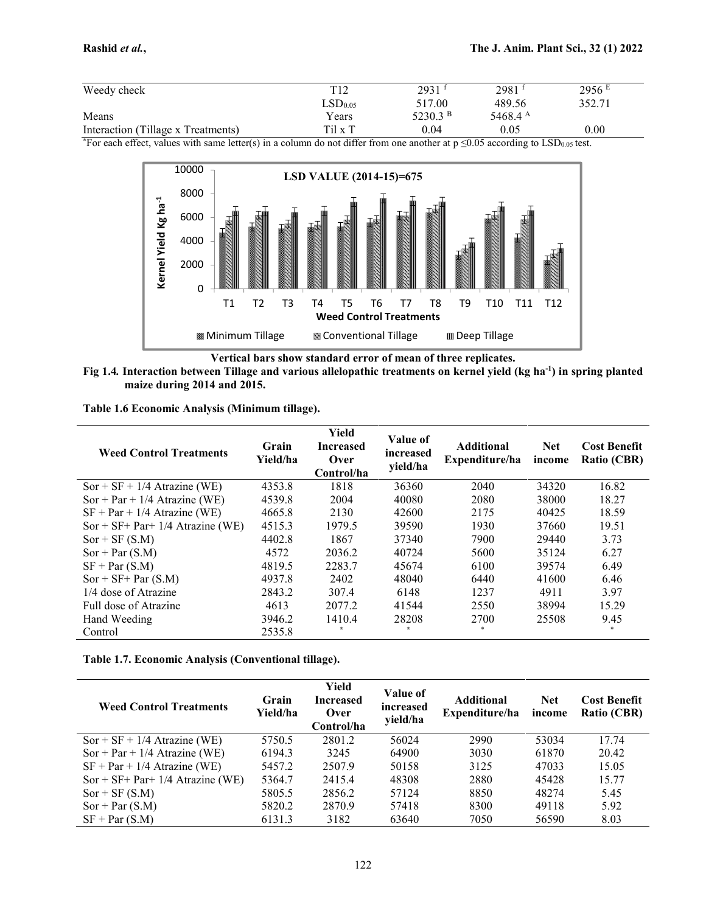| | | | | |
|---|---|---|---|---|
| Weedy check | T12 | 2931 [f] | 2981 [f] | 2956 [E] |
| | $LSD_{0.05}$ | 517.00 | 489.56 | 352.71 |
| Means | Years | 5230.3 [B] | 5468.4 [A] | |
| Interaction (Tillage x Treatments) | Til x T | 0.04 | 0.05 | 0.00 |

*For each effect, values with same letter(s) in a column do not differ from one another at $p \leq 0.05$ according to $LSD_{0.05}$ test.

Vertical bars show standard error of mean of three replicates.

**Fig 1.4. Interaction between Tillage and various allelopathic treatments on kernel yield (kg ha$^{-1}$) in spring planted maize during 2014 and 2015.**

**Table 1.6 Economic Analysis (Minimum tillage).**

| Weed Control Treatments | Grain Yield/ha | Yield Increased Over Control/ha | Value of increased yield/ha | Additional Expenditure/ha | Net income | Cost Benefit Ratio (CBR) |
|---|---|---|---|---|---|---|
| Sor + SF + 1/4 Atrazine (WE) | 4353.8 | 1818 | 36360 | 2040 | 34320 | 16.82 |
| Sor + Par + 1/4 Atrazine (WE) | 4539.8 | 2004 | 40080 | 2080 | 38000 | 18.27 |
| SF + Par + 1/4 Atrazine (WE) | 4665.8 | 2130 | 42600 | 2175 | 40425 | 18.59 |
| Sor + SF+ Par+ 1/4 Atrazine (WE) | 4515.3 | 1979.5 | 39590 | 1930 | 37660 | 19.51 |
| Sor + SF (S.M) | 4402.8 | 1867 | 37340 | 7900 | 29440 | 3.73 |
| Sor + Par (S.M) | 4572 | 2036.2 | 40724 | 5600 | 35124 | 6.27 |
| SF + Par (S.M) | 4819.5 | 2283.7 | 45674 | 6100 | 39574 | 6.49 |
| Sor + SF+ Par (S.M) | 4937.8 | 2402 | 48040 | 6440 | 41600 | 6.46 |
| 1/4 dose of Atrazine | 2843.2 | 307.4 | 6148 | 1237 | 4911 | 3.97 |
| Full dose of Atrazine | 4613 | 2077.2 | 41544 | 2550 | 38994 | 15.29 |
| Hand Weeding | 3946.2 | 1410.4 | 28208 | 2700 | 25508 | 9.45 |
| Control | 2535.8 | * | * | * | | * |

**Table 1.7. Economic Analysis (Conventional tillage).**

| Weed Control Treatments | Grain Yield/ha | Yield Increased Over Control/ha | Value of increased yield/ha | Additional Expenditure/ha | Net income | Cost Benefit Ratio (CBR) |
|---|---|---|---|---|---|---|
| Sor + SF + 1/4 Atrazine (WE) | 5750.5 | 2801.2 | 56024 | 2990 | 53034 | 17.74 |
| Sor + Par + 1/4 Atrazine (WE) | 6194.3 | 3245 | 64900 | 3030 | 61870 | 20.42 |
| SF + Par + 1/4 Atrazine (WE) | 5457.2 | 2507.9 | 50158 | 3125 | 47033 | 15.05 |
| Sor + SF+ Par+ 1/4 Atrazine (WE) | 5364.7 | 2415.4 | 48308 | 2880 | 45428 | 15.77 |
| Sor + SF (S.M) | 5805.5 | 2856.2 | 57124 | 8850 | 48274 | 5.45 |
| Sor + Par (S.M) | 5820.2 | 2870.9 | 57418 | 8300 | 49118 | 5.92 |
| SF + Par (S.M) | 6131.3 | 3182 | 63640 | 7050 | 56590 | 8.03 |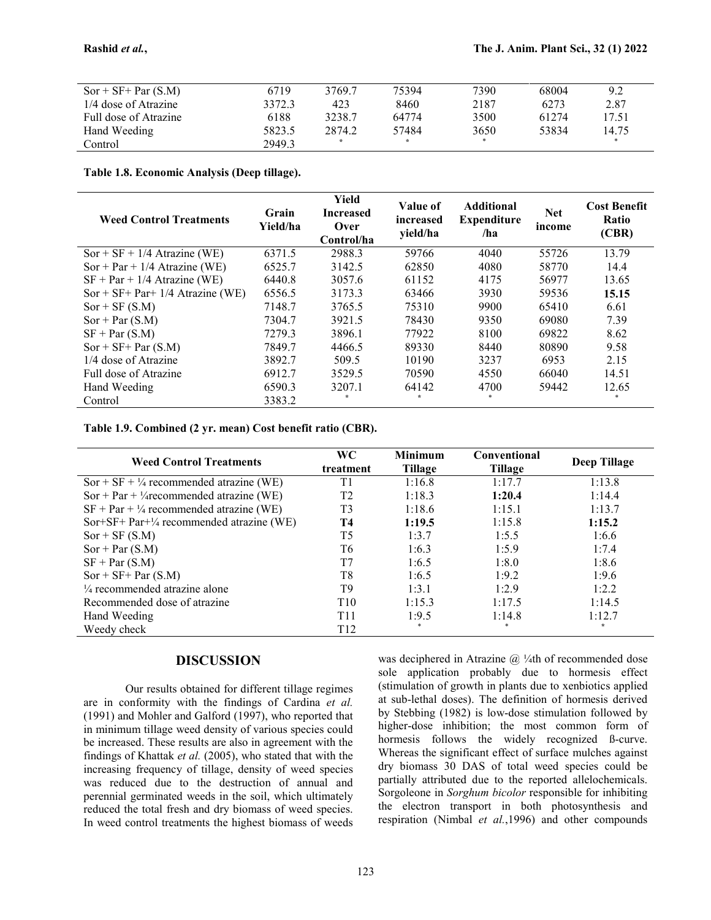| | | | | | | |
|---|---|---|---|---|---|---|
| Sor + SF+ Par (S.M) | 6719 | 3769.7 | 75394 | 7390 | 68004 | 9.2 |
| 1/4 dose of Atrazine | 3372.3 | 423 | 8460 | 2187 | 6273 | 2.87 |
| Full dose of Atrazine | 6188 | 3238.7 | 64774 | 3500 | 61274 | 17.51 |
| Hand Weeding | 5823.5 | 2874.2 | 57484 | 3650 | 53834 | 14.75 |
| Control | 2949.3 | * | * | * | | * |

**Table 1.8. Economic Analysis (Deep tillage).**

| Weed Control Treatments | Grain Yield/ha | Yield Increased Over Control/ha | Value of increased yield/ha | Additional Expenditure /ha | Net income | Cost Benefit Ratio (CBR) |
|---|---|---|---|---|---|---|
| Sor + SF + 1/4 Atrazine (WE) | 6371.5 | 2988.3 | 59766 | 4040 | 55726 | 13.79 |
| Sor + Par + 1/4 Atrazine (WE) | 6525.7 | 3142.5 | 62850 | 4080 | 58770 | 14.4 |
| SF + Par + 1/4 Atrazine (WE) | 6440.8 | 3057.6 | 61152 | 4175 | 56977 | 13.65 |
| Sor + SF+ Par+ 1/4 Atrazine (WE) | 6556.5 | 3173.3 | 63466 | 3930 | 59536 | **15.15** |
| Sor + SF (S.M) | 7148.7 | 3765.5 | 75310 | 9900 | 65410 | 6.61 |
| Sor + Par (S.M) | 7304.7 | 3921.5 | 78430 | 9350 | 69080 | 7.39 |
| SF + Par (S.M) | 7279.3 | 3896.1 | 77922 | 8100 | 69822 | 8.62 |
| Sor + SF+ Par (S.M) | 7849.7 | 4466.5 | 89330 | 8440 | 80890 | 9.58 |
| 1/4 dose of Atrazine | 3892.7 | 509.5 | 10190 | 3237 | 6953 | 2.15 |
| Full dose of Atrazine | 6912.7 | 3529.5 | 70590 | 4550 | 66040 | 14.51 |
| Hand Weeding | 6590.3 | 3207.1 | 64142 | 4700 | 59442 | 12.65 |
| Control | 3383.2 | * | * | * | | * |

**Table 1.9. Combined (2 yr. mean) Cost benefit ratio (CBR).**

| Weed Control Treatments | WC treatment | Minimum Tillage | Conventional Tillage | Deep Tillage |
|---|---|---|---|---|
| Sor + SF + ¼ recommended atrazine (WE) | T1 | 1:16.8 | 1:17.7 | 1:13.8 |
| Sor + Par + ¼recommended atrazine (WE) | T2 | 1:18.3 | **1:20.4** | 1:14.4 |
| SF + Par + ¼ recommended atrazine (WE) | T3 | 1:18.6 | 1:15.1 | 1:13.7 |
| Sor+SF+ Par+¼ recommended atrazine (WE) | **T4** | **1:19.5** | 1:15.8 | **1:15.2** |
| Sor + SF (S.M) | T5 | 1:3.7 | 1:5.5 | 1:6.6 |
| Sor + Par (S.M) | T6 | 1:6.3 | 1:5.9 | 1:7.4 |
| SF + Par (S.M) | T7 | 1:6.5 | 1:8.0 | 1:8.6 |
| Sor + SF+ Par (S.M) | T8 | 1:6.5 | 1:9.2 | 1:9.6 |
| ¼ recommended atrazine alone | T9 | 1:3.1 | 1:2.9 | 1:2.2 |
| Recommended dose of atrazine | T10 | 1:15.3 | 1:17.5 | 1:14.5 |
| Hand Weeding | T11 | 1:9.5 | 1:14.8 | 1:12.7 |
| Weedy check | T12 | * | * | * |

## DISCUSSION

Our results obtained for different tillage regimes are in conformity with the findings of Cardina *et al.* (1991) and Mohler and Galford (1997), who reported that in minimum tillage weed density of various species could be increased. These results are also in agreement with the findings of Khattak *et al.* (2005), who stated that with the increasing frequency of tillage, density of weed species was reduced due to the destruction of annual and perennial germinated weeds in the soil, which ultimately reduced the total fresh and dry biomass of weed species. In weed control treatments the highest biomass of weeds was deciphered in Atrazine @ ¼th of recommended dose sole application probably due to hormesis effect (stimulation of growth in plants due to xenbiotics applied at sub-lethal doses). The definition of hormesis derived by Stebbing (1982) is low-dose stimulation followed by higher-dose inhibition; the most common form of hormesis follows the widely recognized ß-curve. Whereas the significant effect of surface mulches against dry biomass 30 DAS of total weed species could be partially attributed due to the reported allelochemicals. Sorgoleone in *Sorghum bicolor* responsible for inhibiting the electron transport in both photosynthesis and respiration (Nimbal *et al.*,1996) and other compounds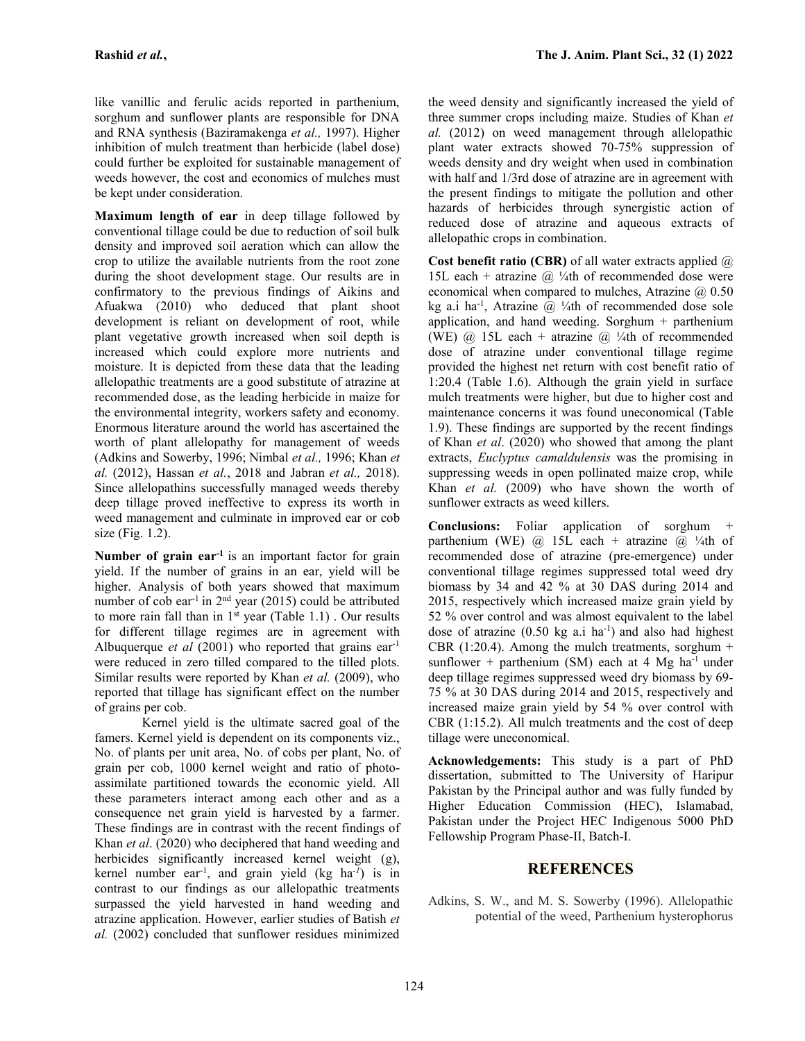like vanillic and ferulic acids reported in parthenium, sorghum and sunflower plants are responsible for DNA and RNA synthesis (Baziramakenga *et al.,* 1997). Higher inhibition of mulch treatment than herbicide (label dose) could further be exploited for sustainable management of weeds however, the cost and economics of mulches must be kept under consideration.

**Maximum length of ear** in deep tillage followed by conventional tillage could be due to reduction of soil bulk density and improved soil aeration which can allow the crop to utilize the available nutrients from the root zone during the shoot development stage. Our results are in confirmatory to the previous findings of Aikins and Afuakwa (2010) who deduced that plant shoot development is reliant on development of root, while plant vegetative growth increased when soil depth is increased which could explore more nutrients and moisture. It is depicted from these data that the leading allelopathic treatments are a good substitute of atrazine at recommended dose, as the leading herbicide in maize for the environmental integrity, workers safety and economy. Enormous literature around the world has ascertained the worth of plant allelopathy for management of weeds (Adkins and Sowerby, 1996; Nimbal *et al.,* 1996; Khan *et al.* (2012), Hassan *et al.*, 2018 and Jabran *et al.,* 2018). Since allelopathins successfully managed weeds thereby deep tillage proved ineffective to express its worth in weed management and culminate in improved ear or cob size (Fig. 1.2).

**Number of grain ear$^{-1}$** is an important factor for grain yield. If the number of grains in an ear, yield will be higher. Analysis of both years showed that maximum number of cob ear$^{-1}$ in 2$^{nd}$ year (2015) could be attributed to more rain fall than in 1$^{st}$ year (Table 1.1) . Our results for different tillage regimes are in agreement with Albuquerque *et al* (2001) who reported that grains ear$^{-1}$ were reduced in zero tilled compared to the tilled plots. Similar results were reported by Khan *et al.* (2009), who reported that tillage has significant effect on the number of grains per cob.

Kernel yield is the ultimate sacred goal of the famers. Kernel yield is dependent on its components viz., No. of plants per unit area, No. of cobs per plant, No. of grain per cob, 1000 kernel weight and ratio of photo-assimilate partitioned towards the economic yield. All these parameters interact among each other and as a consequence net grain yield is harvested by a farmer. These findings are in contrast with the recent findings of Khan *et al*. (2020) who deciphered that hand weeding and herbicides significantly increased kernel weight (g), kernel number ear$^{-1}$, and grain yield (kg ha$^{-1}$) is in contrast to our findings as our allelopathic treatments surpassed the yield harvested in hand weeding and atrazine application. However, earlier studies of Batish *et al.* (2002) concluded that sunflower residues minimized the weed density and significantly increased the yield of three summer crops including maize. Studies of Khan *et al.* (2012) on weed management through allelopathic plant water extracts showed 70-75% suppression of weeds density and dry weight when used in combination with half and 1/3rd dose of atrazine are in agreement with the present findings to mitigate the pollution and other hazards of herbicides through synergistic action of reduced dose of atrazine and aqueous extracts of allelopathic crops in combination.

**Cost benefit ratio (CBR)** of all water extracts applied @ 15L each + atrazine @ ¼th of recommended dose were economical when compared to mulches, Atrazine @ 0.50 kg a.i ha$^{-1}$, Atrazine @ ¼th of recommended dose sole application, and hand weeding. Sorghum + parthenium (WE) @ 15L each + atrazine @ ¼th of recommended dose of atrazine under conventional tillage regime provided the highest net return with cost benefit ratio of 1:20.4 (Table 1.6). Although the grain yield in surface mulch treatments were higher, but due to higher cost and maintenance concerns it was found uneconomical (Table 1.9). These findings are supported by the recent findings of Khan *et al*. (2020) who showed that among the plant extracts, *Euclyptus camaldulensis* was the promising in suppressing weeds in open pollinated maize crop, while Khan *et al.* (2009) who have shown the worth of sunflower extracts as weed killers.

**Conclusions:** Foliar application of sorghum + parthenium (WE) @ 15L each + atrazine @ ¼th of recommended dose of atrazine (pre-emergence) under conventional tillage regimes suppressed total weed dry biomass by 34 and 42 % at 30 DAS during 2014 and 2015, respectively which increased maize grain yield by 52 % over control and was almost equivalent to the label dose of atrazine (0.50 kg a.i ha$^{-1}$) and also had highest CBR (1:20.4). Among the mulch treatments, sorghum + sunflower + parthenium (SM) each at 4 Mg ha$^{-1}$ under deep tillage regimes suppressed weed dry biomass by 69-75 % at 30 DAS during 2014 and 2015, respectively and increased maize grain yield by 54 % over control with CBR (1:15.2). All mulch treatments and the cost of deep tillage were uneconomical.

**Acknowledgements:** This study is a part of PhD dissertation, submitted to The University of Haripur Pakistan by the Principal author and was fully funded by Higher Education Commission (HEC), Islamabad, Pakistan under the Project HEC Indigenous 5000 PhD Fellowship Program Phase-II, Batch-I.

## REFERENCES

Adkins, S. W., and M. S. Sowerby (1996). Allelopathic potential of the weed, Parthenium hysterophorus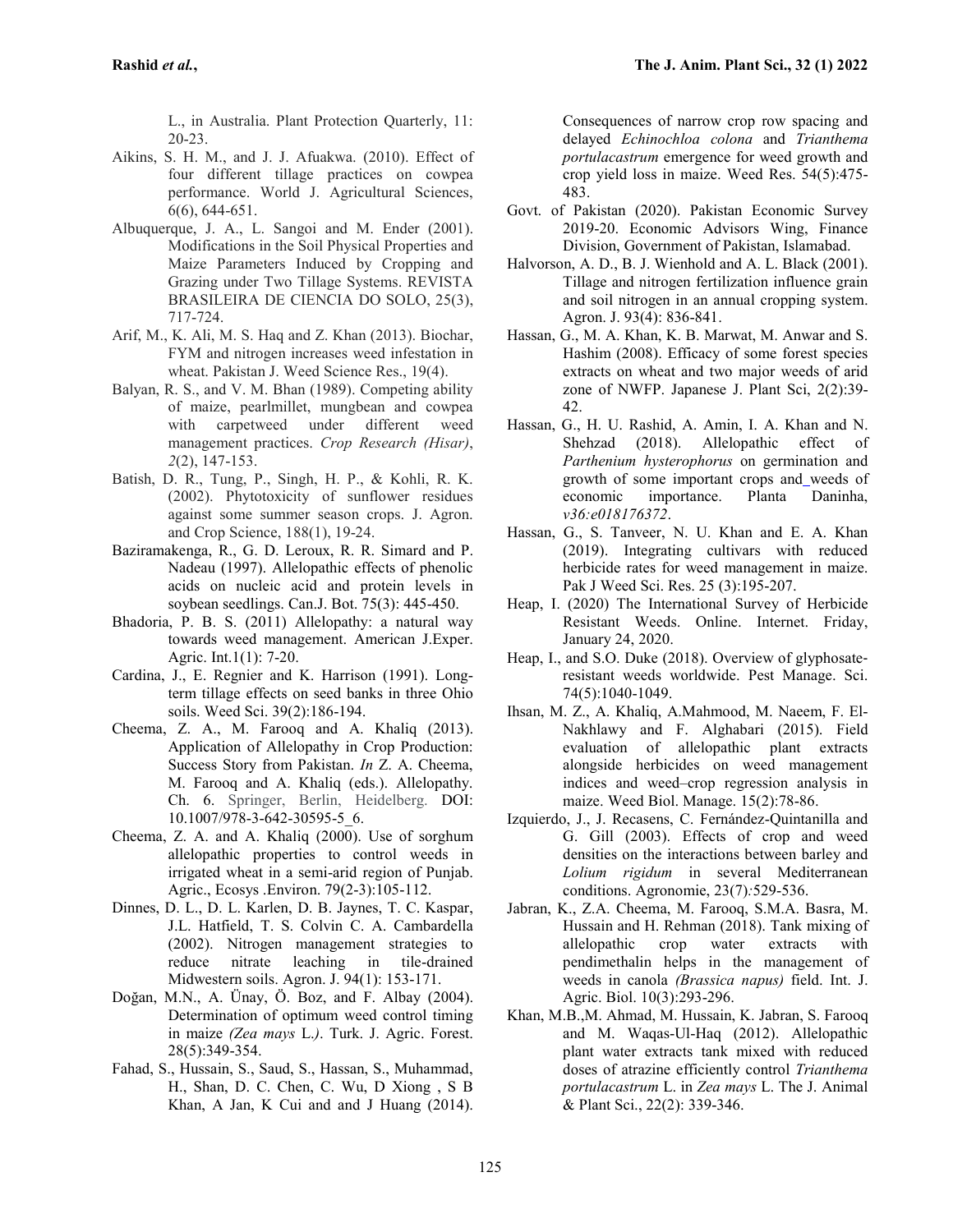L., in Australia. Plant Protection Quarterly, 11: 20-23.

Aikins, S. H. M., and J. J. Afuakwa. (2010). Effect of four different tillage practices on cowpea performance. World J. Agricultural Sciences, 6(6), 644-651.

Albuquerque, J. A., L. Sangoi and M. Ender (2001). Modifications in the Soil Physical Properties and Maize Parameters Induced by Cropping and Grazing under Two Tillage Systems. REVISTA BRASILEIRA DE CIENCIA DO SOLO, 25(3), 717-724.

Arif, M., K. Ali, M. S. Haq and Z. Khan (2013). Biochar, FYM and nitrogen increases weed infestation in wheat. Pakistan J. Weed Science Res., 19(4).

Balyan, R. S., and V. M. Bhan (1989). Competing ability of maize, pearlmillet, mungbean and cowpea with carpetweed under different weed management practices. *Crop Research (Hisar)*, *2*(2), 147-153.

Batish, D. R., Tung, P., Singh, H. P., & Kohli, R. K. (2002). Phytotoxicity of sunflower residues against some summer season crops. J. Agron. and Crop Science, 188(1), 19-24.

Baziramakenga, R., G. D. Leroux, R. R. Simard and P. Nadeau (1997). Allelopathic effects of phenolic acids on nucleic acid and protein levels in soybean seedlings. Can.J. Bot. 75(3): 445-450.

Bhadoria, P. B. S. (2011) Allelopathy: a natural way towards weed management. American J.Exper. Agric. Int.1(1): 7-20.

Cardina, J., E. Regnier and K. Harrison (1991). Long-term tillage effects on seed banks in three Ohio soils. Weed Sci. 39(2):186-194.

Cheema, Z. A., M. Farooq and A. Khaliq (2013). Application of Allelopathy in Crop Production: Success Story from Pakistan. *In* Z. A. Cheema, M. Farooq and A. Khaliq (eds.). Allelopathy. Ch. 6. Springer, Berlin, Heidelberg. DOI: 10.1007/978-3-642-30595-5_6.

Cheema, Z. A. and A. Khaliq (2000). Use of sorghum allelopathic properties to control weeds in irrigated wheat in a semi-arid region of Punjab. Agric., Ecosys .Environ. 79(2-3):105-112.

Dinnes, D. L., D. L. Karlen, D. B. Jaynes, T. C. Kaspar, J.L. Hatfield, T. S. Colvin C. A. Cambardella (2002). Nitrogen management strategies to reduce nitrate leaching in tile-drained Midwestern soils. Agron. J. 94(1): 153-171.

Doğan, M.N., A. Ünay, Ö. Boz, and F. Albay (2004). Determination of optimum weed control timing in maize *(Zea mays* L.*)*. Turk. J. Agric. Forest. 28(5):349-354.

Fahad, S., Hussain, S., Saud, S., Hassan, S., Muhammad, H., Shan, D. C. Chen, C. Wu, D Xiong , S B Khan, A Jan, K Cui and and J Huang (2014). Consequences of narrow crop row spacing and delayed *Echinochloa colona* and *Trianthema portulacastrum* emergence for weed growth and crop yield loss in maize. Weed Res. 54(5):475-483.

Govt. of Pakistan (2020). Pakistan Economic Survey 2019-20. Economic Advisors Wing, Finance Division, Government of Pakistan, Islamabad.

Halvorson, A. D., B. J. Wienhold and A. L. Black (2001). Tillage and nitrogen fertilization influence grain and soil nitrogen in an annual cropping system. Agron. J. 93(4): 836-841.

Hassan, G., M. A. Khan, K. B. Marwat, M. Anwar and S. Hashim (2008). Efficacy of some forest species extracts on wheat and two major weeds of arid zone of NWFP. Japanese J. Plant Sci, 2(2):39-42.

Hassan, G., H. U. Rashid, A. Amin, I. A. Khan and N. Shehzad (2018). Allelopathic effect of *Parthenium hysterophorus* on germination and growth of some important crops and weeds of economic importance. Planta Daninha, *v36:e018176372*.

Hassan, G., S. Tanveer, N. U. Khan and E. A. Khan (2019). Integrating cultivars with reduced herbicide rates for weed management in maize. Pak J Weed Sci. Res. 25 (3):195-207.

Heap, I. (2020) The International Survey of Herbicide Resistant Weeds. Online. Internet. Friday, January 24, 2020.

Heap, I., and S.O. Duke (2018). Overview of glyphosate-resistant weeds worldwide. Pest Manage. Sci. 74(5):1040-1049.

Ihsan, M. Z., A. Khaliq, A.Mahmood, M. Naeem, F. El-Nakhlawy and F. Alghabari (2015). Field evaluation of allelopathic plant extracts alongside herbicides on weed management indices and weed–crop regression analysis in maize. Weed Biol. Manage. 15(2):78-86.

Izquierdo, J., J. Recasens, C. Fernández-Quintanilla and G. Gill (2003). Effects of crop and weed densities on the interactions between barley and *Lolium rigidum* in several Mediterranean conditions. Agronomie, 23(7)*:*529-536.

Jabran, K., Z.A. Cheema, M. Farooq, S.M.A. Basra, M. Hussain and H. Rehman (2018). Tank mixing of allelopathic crop water extracts with pendimethalin helps in the management of weeds in canola *(Brassica napus)* field. Int. J. Agric. Biol. 10(3):293-296.

Khan, M.B.,M. Ahmad, M. Hussain, K. Jabran, S. Farooq and M. Waqas-Ul-Haq (2012). Allelopathic plant water extracts tank mixed with reduced doses of atrazine efficiently control *Trianthema portulacastrum* L. in *Zea mays* L. The J. Animal & Plant Sci., 22(2): 339-346.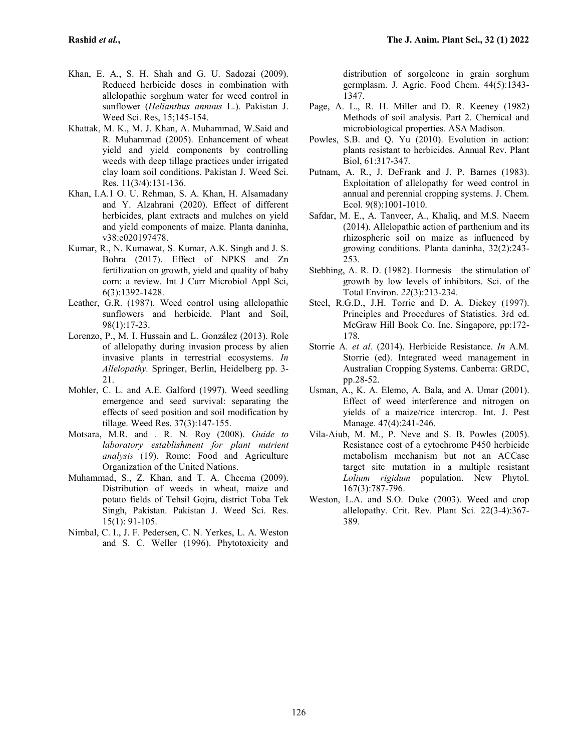Khan, E. A., S. H. Shah and G. U. Sadozai (2009). Reduced herbicide doses in combination with allelopathic sorghum water for weed control in sunflower (*Helianthus annuus* L.). Pakistan J. Weed Sci. Res, 15;145-154.

Khattak, M. K., M. J. Khan, A. Muhammad, W.Said and R. Muhammad (2005). Enhancement of wheat yield and yield components by controlling weeds with deep tillage practices under irrigated clay loam soil conditions. Pakistan J. Weed Sci. Res. 11(3/4):131-136.

Khan, I.A.1 O. U. Rehman, S. A. Khan, H. Alsamadany and Y. Alzahrani (2020). Effect of different herbicides, plant extracts and mulches on yield and yield components of maize. Planta daninha, v38:e020197478.

Kumar, R., N. Kumawat, S. Kumar, A.K. Singh and J. S. Bohra (2017). Effect of NPKS and Zn fertilization on growth, yield and quality of baby corn: a review. Int J Curr Microbiol Appl Sci, 6(3):1392-1428.

Leather, G.R. (1987). Weed control using allelopathic sunflowers and herbicide. Plant and Soil, 98(1):17-23.

Lorenzo, P., M. I. Hussain and L. González (2013). Role of allelopathy during invasion process by alien invasive plants in terrestrial ecosystems. *In Allelopathy.* Springer, Berlin, Heidelberg pp. 3-21.

Mohler, C. L. and A.E. Galford (1997). Weed seedling emergence and seed survival: separating the effects of seed position and soil modification by tillage. Weed Res. 37(3):147-155.

Motsara, M.R. and . R. N. Roy (2008). *Guide to laboratory establishment for plant nutrient analysis* (19). Rome: Food and Agriculture Organization of the United Nations.

Muhammad, S., Z. Khan, and T. A. Cheema (2009). Distribution of weeds in wheat, maize and potato fields of Tehsil Gojra, district Toba Tek Singh, Pakistan. Pakistan J. Weed Sci. Res. 15(1): 91-105.

Nimbal, C. I., J. F. Pedersen, C. N. Yerkes, L. A. Weston and S. C. Weller (1996). Phytotoxicity and distribution of sorgoleone in grain sorghum germplasm. J. Agric. Food Chem. 44(5):1343-1347.

Page, A. L., R. H. Miller and D. R. Keeney (1982) Methods of soil analysis. Part 2. Chemical and microbiological properties. ASA Madison.

Powles, S.B. and Q. Yu (2010). Evolution in action: plants resistant to herbicides. Annual Rev. Plant Biol, 61:317-347.

Putnam, A. R., J. DeFrank and J. P. Barnes (1983). Exploitation of allelopathy for weed control in annual and perennial cropping systems. J. Chem. Ecol. 9(8):1001-1010.

Safdar, M. E., A. Tanveer, A., Khaliq, and M.S. Naeem (2014). Allelopathic action of parthenium and its rhizospheric soil on maize as influenced by growing conditions. Planta daninha, 32(2):243-253.

Stebbing, A. R. D. (1982). Hormesis—the stimulation of growth by low levels of inhibitors. Sci. of the Total Environ. *22*(3):213-234.

Steel, R.G.D., J.H. Torrie and D. A. Dickey (1997). Principles and Procedures of Statistics. 3rd ed. McGraw Hill Book Co. Inc. Singapore, pp:172-178.

Storrie A. *et al.* (2014). Herbicide Resistance. *In* A.M. Storrie (ed). Integrated weed management in Australian Cropping Systems. Canberra: GRDC, pp.28-52.

Usman, A., K. A. Elemo, A. Bala, and A. Umar (2001). Effect of weed interference and nitrogen on yields of a maize/rice intercrop. Int. J. Pest Manage. 47(4):241-246.

Vila-Aiub, M. M., P. Neve and S. B. Powles (2005). Resistance cost of a cytochrome P450 herbicide metabolism mechanism but not an ACCase target site mutation in a multiple resistant *Lolium rigidum* population. New Phytol. 167(3):787-796.

Weston, L.A. and S.O. Duke (2003). Weed and crop allelopathy. Crit. Rev. Plant Sci*.* 22(3-4):367-389.